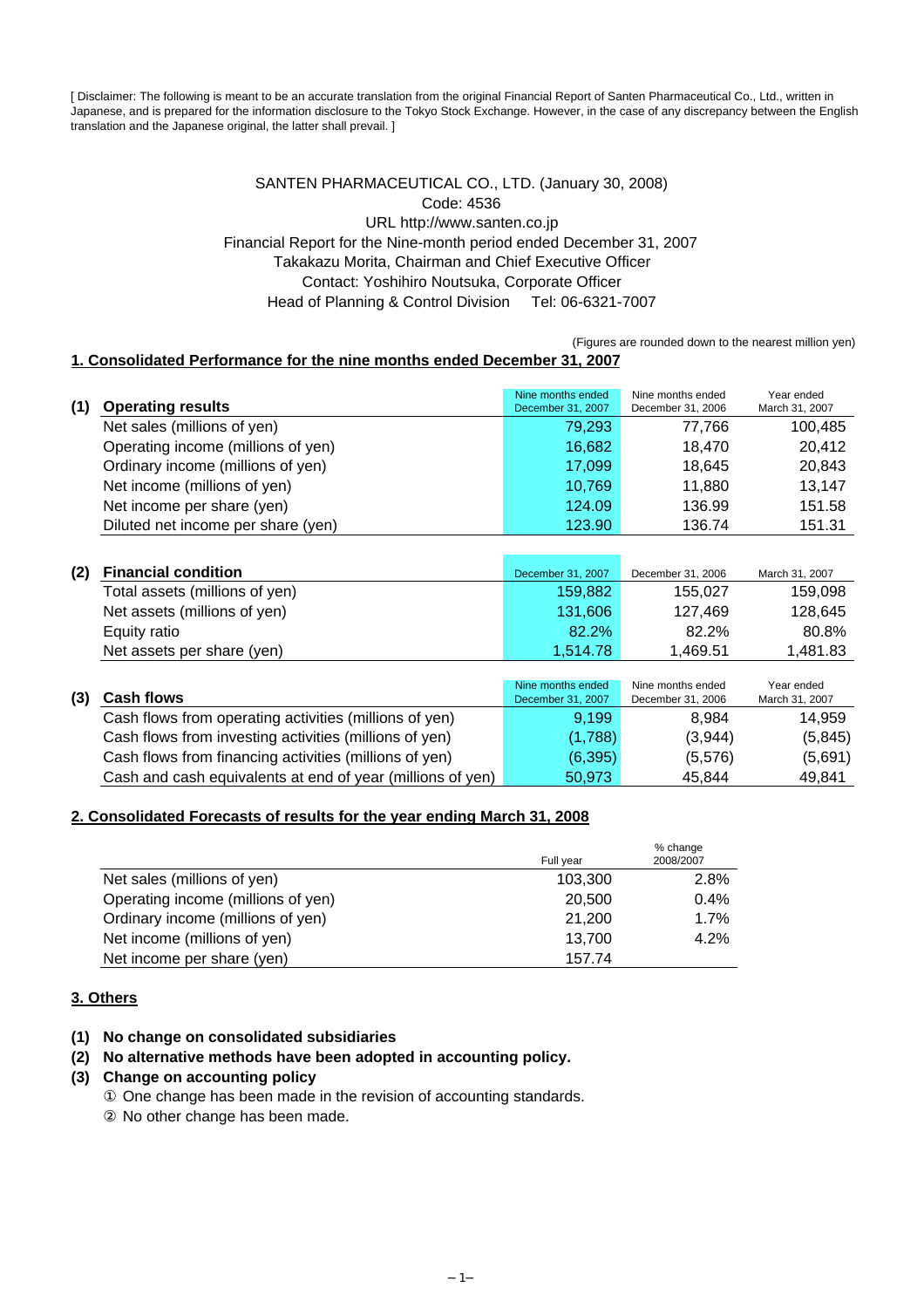[ Disclaimer: The following is meant to be an accurate translation from the original Financial Report of Santen Pharmaceutical Co., Ltd., written in Japanese, and is prepared for the information disclosure to the Tokyo Stock Exchange. However, in the case of any discrepancy between the English translation and the Japanese original, the latter shall prevail. ]

SANTEN PHARMACEUTICAL CO., LTD. (January 30, 2008)
Code: 4536
URL http://www.santen.co.jp
Financial Report for the Nine-month period ended December 31, 2007
Takakazu Morita, Chairman and Chief Executive Officer
Contact: Yoshihiro Noutsuka, Corporate Officer
Head of Planning & Control Division Tel: 06-6321-7007

(Figures are rounded down to the nearest million yen)

## 1. Consolidated Performance for the nine months ended December 31, 2007

| **(1) Operating results** | Nine months ended December 31, 2007 | Nine months ended December 31, 2006 | Year ended March 31, 2007 |
|---|---|---|---|
| Net sales (millions of yen) | 79,293 | 77,766 | 100,485 |
| Operating income (millions of yen) | 16,682 | 18,470 | 20,412 |
| Ordinary income (millions of yen) | 17,099 | 18,645 | 20,843 |
| Net income (millions of yen) | 10,769 | 11,880 | 13,147 |
| Net income per share (yen) | 124.09 | 136.99 | 151.58 |
| Diluted net income per share (yen) | 123.90 | 136.74 | 151.31 |

| **(2) Financial condition** | December 31, 2007 | December 31, 2006 | March 31, 2007 |
|---|---|---|---|
| Total assets (millions of yen) | 159,882 | 155,027 | 159,098 |
| Net assets (millions of yen) | 131,606 | 127,469 | 128,645 |
| Equity ratio | 82.2% | 82.2% | 80.8% |
| Net assets per share (yen) | 1,514.78 | 1,469.51 | 1,481.83 |

| **(3) Cash flows** | Nine months ended December 31, 2007 | Nine months ended December 31, 2006 | Year ended March 31, 2007 |
|---|---|---|---|
| Cash flows from operating activities (millions of yen) | 9,199 | 8,984 | 14,959 |
| Cash flows from investing activities (millions of yen) | (1,788) | (3,944) | (5,845) |
| Cash flows from financing activities (millions of yen) | (6,395) | (5,576) | (5,691) |
| Cash and cash equivalents at end of year (millions of yen) | 50,973 | 45,844 | 49,841 |

## 2. Consolidated Forecasts of results for the year ending March 31, 2008

| | Full year | % change 2008/2007 |
|---|---|---|
| Net sales (millions of yen) | 103,300 | 2.8% |
| Operating income (millions of yen) | 20,500 | 0.4% |
| Ordinary income (millions of yen) | 21,200 | 1.7% |
| Net income (millions of yen) | 13,700 | 4.2% |
| Net income per share (yen) | 157.74 | |

## 3. Others

**(1) No change on consolidated subsidiaries**

**(2) No alternative methods have been adopted in accounting policy.**

**(3) Change on accounting policy**

① One change has been made in the revision of accounting standards.

② No other change has been made.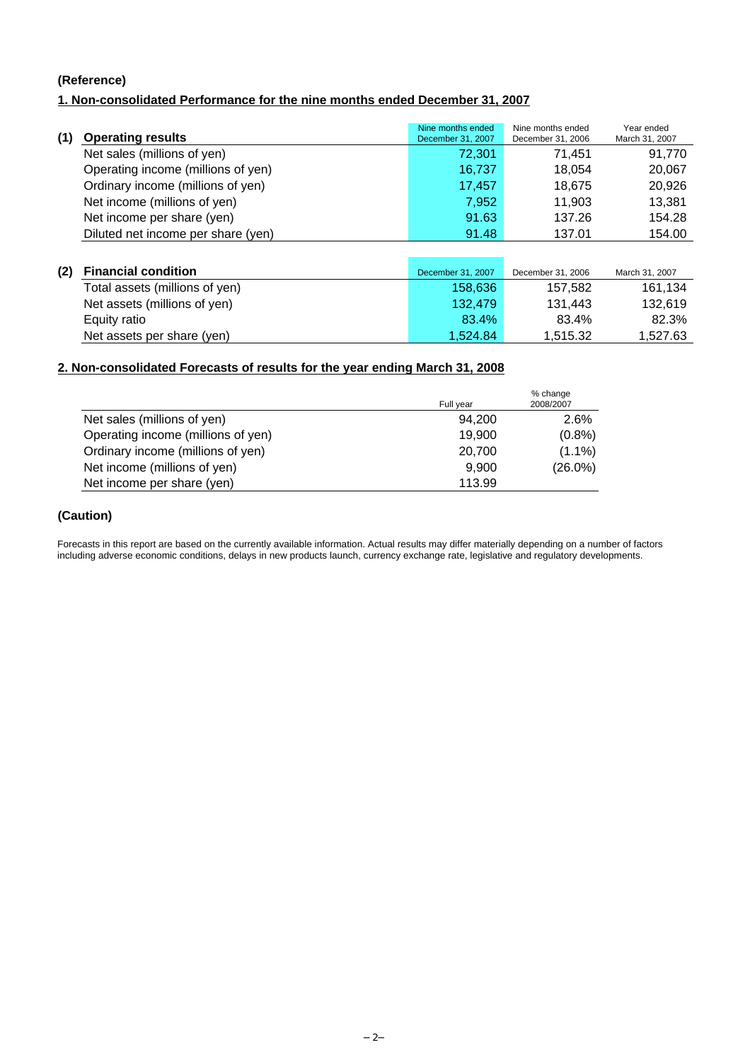**(Reference)**

## 1. Non-consolidated Performance for the nine months ended December 31, 2007

| (1) Operating results | Nine months ended December 31, 2007 | Nine months ended December 31, 2006 | Year ended March 31, 2007 |
|---|---|---|---|
| Net sales (millions of yen) | 72,301 | 71,451 | 91,770 |
| Operating income (millions of yen) | 16,737 | 18,054 | 20,067 |
| Ordinary income (millions of yen) | 17,457 | 18,675 | 20,926 |
| Net income (millions of yen) | 7,952 | 11,903 | 13,381 |
| Net income per share (yen) | 91.63 | 137.26 | 154.28 |
| Diluted net income per share (yen) | 91.48 | 137.01 | 154.00 |

| (2) Financial condition | December 31, 2007 | December 31, 2006 | March 31, 2007 |
|---|---|---|---|
| Total assets (millions of yen) | 158,636 | 157,582 | 161,134 |
| Net assets (millions of yen) | 132,479 | 131,443 | 132,619 |
| Equity ratio | 83.4% | 83.4% | 82.3% |
| Net assets per share (yen) | 1,524.84 | 1,515.32 | 1,527.63 |

## 2. Non-consolidated Forecasts of results for the year ending March 31, 2008

| | Full year | % change 2008/2007 |
|---|---|---|
| Net sales (millions of yen) | 94,200 | 2.6% |
| Operating income (millions of yen) | 19,900 | (0.8%) |
| Ordinary income (millions of yen) | 20,700 | (1.1%) |
| Net income (millions of yen) | 9,900 | (26.0%) |
| Net income per share (yen) | 113.99 | |

**(Caution)**

Forecasts in this report are based on the currently available information. Actual results may differ materially depending on a number of factors including adverse economic conditions, delays in new products launch, currency exchange rate, legislative and regulatory developments.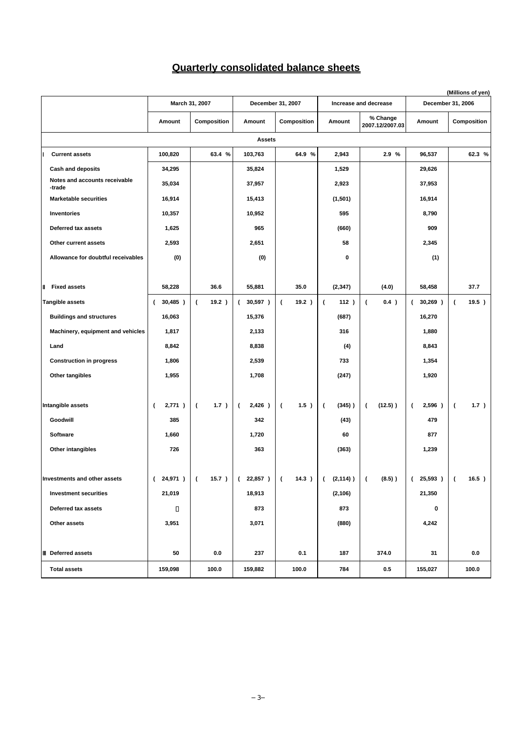# Quarterly consolidated balance sheets

(Millions of yen)

| | March 31, 2007 | | December 31, 2007 | | Increase and decrease | | December 31, 2006 | |
|---|---|---|---|---|---|---|---|---|
| | Amount | Composition | Amount | Composition | Amount | % Change 2007.12/2007.03 | Amount | Composition |
| **Assets** | | | | | | | | |
| Ⅰ Current assets | 100,820 | 63.4 % | 103,763 | 64.9 % | 2,943 | 2.9 % | 96,537 | 62.3 % |
| Cash and deposits | 34,295 | | 35,824 | | 1,529 | | 29,626 | |
| Notes and accounts receivable -trade | 35,034 | | 37,957 | | 2,923 | | 37,953 | |
| Marketable securities | 16,914 | | 15,413 | | (1,501) | | 16,914 | |
| Inventories | 10,357 | | 10,952 | | 595 | | 8,790 | |
| Deferred tax assets | 1,625 | | 965 | | (660) | | 909 | |
| Other current assets | 2,593 | | 2,651 | | 58 | | 2,345 | |
| Allowance for doubtful receivables | (0) | | (0) | | 0 | | (1) | |
| Ⅱ Fixed assets | 58,228 | 36.6 | 55,881 | 35.0 | (2,347) | (4.0) | 58,458 | 37.7 |
| Tangible assets | ( 30,485 ) | ( 19.2 ) | ( 30,597 ) | ( 19.2 ) | ( 112 ) | ( 0.4 ) | ( 30,269 ) | ( 19.5 ) |
| Buildings and structures | 16,063 | | 15,376 | | (687) | | 16,270 | |
| Machinery, equipment and vehicles | 1,817 | | 2,133 | | 316 | | 1,880 | |
| Land | 8,842 | | 8,838 | | (4) | | 8,843 | |
| Construction in progress | 1,806 | | 2,539 | | 733 | | 1,354 | |
| Other tangibles | 1,955 | | 1,708 | | (247) | | 1,920 | |
| Intangible assets | ( 2,771 ) | ( 1.7 ) | ( 2,426 ) | ( 1.5 ) | ( (345) ) | ( (12.5) ) | ( 2,596 ) | ( 1.7 ) |
| Goodwill | 385 | | 342 | | (43) | | 479 | |
| Software | 1,660 | | 1,720 | | 60 | | 877 | |
| Other intangibles | 726 | | 363 | | (363) | | 1,239 | |
| Investments and other assets | ( 24,971 ) | ( 15.7 ) | ( 22,857 ) | ( 14.3 ) | ( (2,114) ) | ( (8.5) ) | ( 25,593 ) | ( 16.5 ) |
| Investment securities | 21,019 | | 18,913 | | (2,106) | | 21,350 | |
| Deferred tax assets | － | | 873 | | 873 | | 0 | |
| Other assets | 3,951 | | 3,071 | | (880) | | 4,242 | |
| Ⅲ Deferred assets | 50 | 0.0 | 237 | 0.1 | 187 | 374.0 | 31 | 0.0 |
| Total assets | 159,098 | 100.0 | 159,882 | 100.0 | 784 | 0.5 | 155,027 | 100.0 |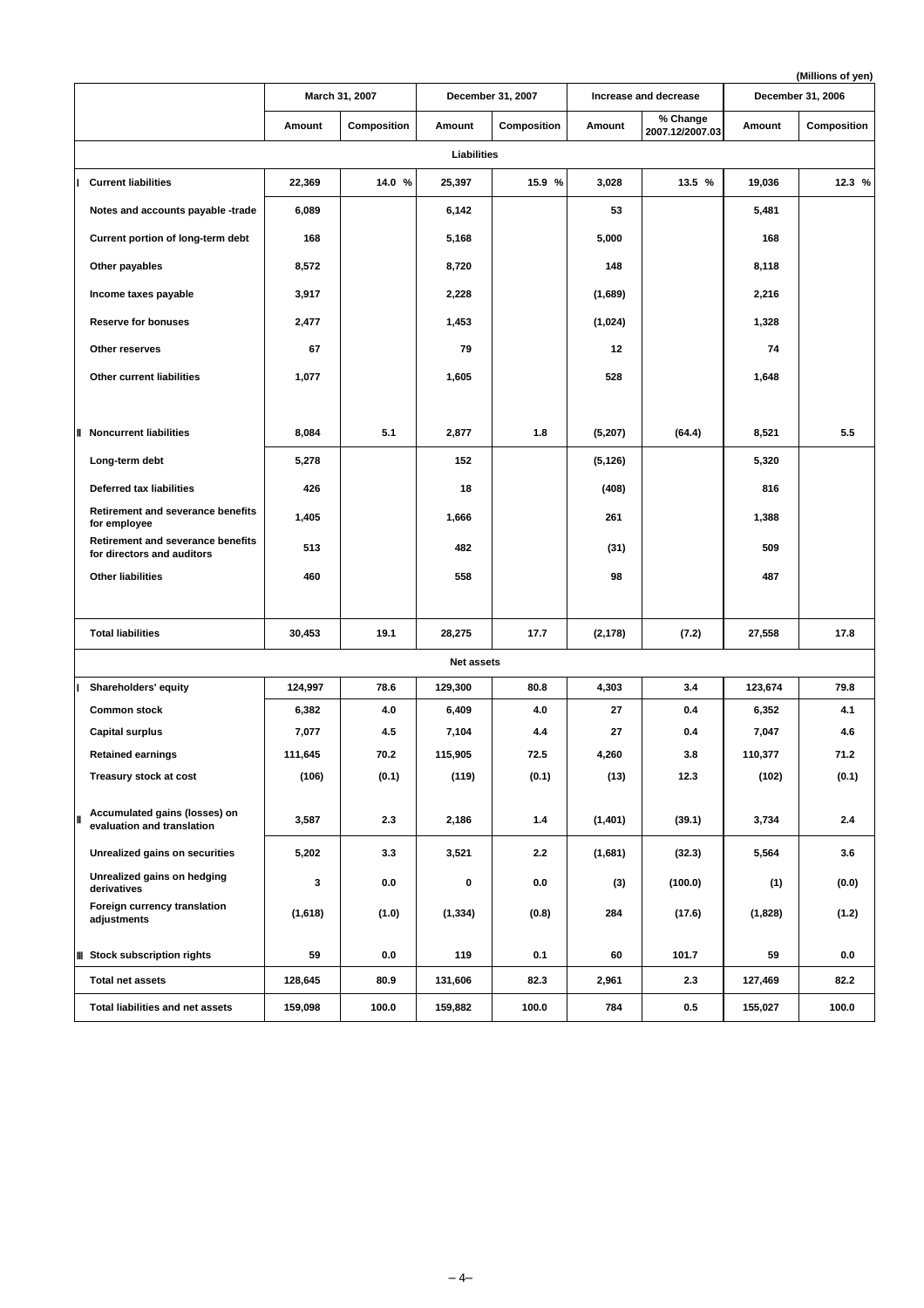(Millions of yen)

| | March 31, 2007 | | December 31, 2007 | | Increase and decrease | | December 31, 2006 | |
|---|---|---|---|---|---|---|---|---|
| | Amount | Composition | Amount | Composition | Amount | % Change 2007.12/2007.03 | Amount | Composition |
| **Liabilities** | | | | | | | | |
| Ⅰ Current liabilities | 22,369 | 14.0 % | 25,397 | 15.9 % | 3,028 | 13.5 % | 19,036 | 12.3 % |
| Notes and accounts payable -trade | 6,089 | | 6,142 | | 53 | | 5,481 | |
| Current portion of long-term debt | 168 | | 5,168 | | 5,000 | | 168 | |
| Other payables | 8,572 | | 8,720 | | 148 | | 8,118 | |
| Income taxes payable | 3,917 | | 2,228 | | (1,689) | | 2,216 | |
| Reserve for bonuses | 2,477 | | 1,453 | | (1,024) | | 1,328 | |
| Other reserves | 67 | | 79 | | 12 | | 74 | |
| Other current liabilities | 1,077 | | 1,605 | | 528 | | 1,648 | |
| Ⅱ Noncurrent liabilities | 8,084 | 5.1 | 2,877 | 1.8 | (5,207) | (64.4) | 8,521 | 5.5 |
| Long-term debt | 5,278 | | 152 | | (5,126) | | 5,320 | |
| Deferred tax liabilities | 426 | | 18 | | (408) | | 816 | |
| Retirement and severance benefits for employee | 1,405 | | 1,666 | | 261 | | 1,388 | |
| Retirement and severance benefits for directors and auditors | 513 | | 482 | | (31) | | 509 | |
| Other liabilities | 460 | | 558 | | 98 | | 487 | |
| Total liabilities | 30,453 | 19.1 | 28,275 | 17.7 | (2,178) | (7.2) | 27,558 | 17.8 |
| **Net assets** | | | | | | | | |
| Ⅰ Shareholders' equity | 124,997 | 78.6 | 129,300 | 80.8 | 4,303 | 3.4 | 123,674 | 79.8 |
| Common stock | 6,382 | 4.0 | 6,409 | 4.0 | 27 | 0.4 | 6,352 | 4.1 |
| Capital surplus | 7,077 | 4.5 | 7,104 | 4.4 | 27 | 0.4 | 7,047 | 4.6 |
| Retained earnings | 111,645 | 70.2 | 115,905 | 72.5 | 4,260 | 3.8 | 110,377 | 71.2 |
| Treasury stock at cost | (106) | (0.1) | (119) | (0.1) | (13) | 12.3 | (102) | (0.1) |
| Ⅱ Accumulated gains (losses) on evaluation and translation | 3,587 | 2.3 | 2,186 | 1.4 | (1,401) | (39.1) | 3,734 | 2.4 |
| Unrealized gains on securities | 5,202 | 3.3 | 3,521 | 2.2 | (1,681) | (32.3) | 5,564 | 3.6 |
| Unrealized gains on hedging derivatives | 3 | 0.0 | 0 | 0.0 | (3) | (100.0) | (1) | (0.0) |
| Foreign currency translation adjustments | (1,618) | (1.0) | (1,334) | (0.8) | 284 | (17.6) | (1,828) | (1.2) |
| Ⅲ Stock subscription rights | 59 | 0.0 | 119 | 0.1 | 60 | 101.7 | 59 | 0.0 |
| Total net assets | 128,645 | 80.9 | 131,606 | 82.3 | 2,961 | 2.3 | 127,469 | 82.2 |
| Total liabilities and net assets | 159,098 | 100.0 | 159,882 | 100.0 | 784 | 0.5 | 155,027 | 100.0 |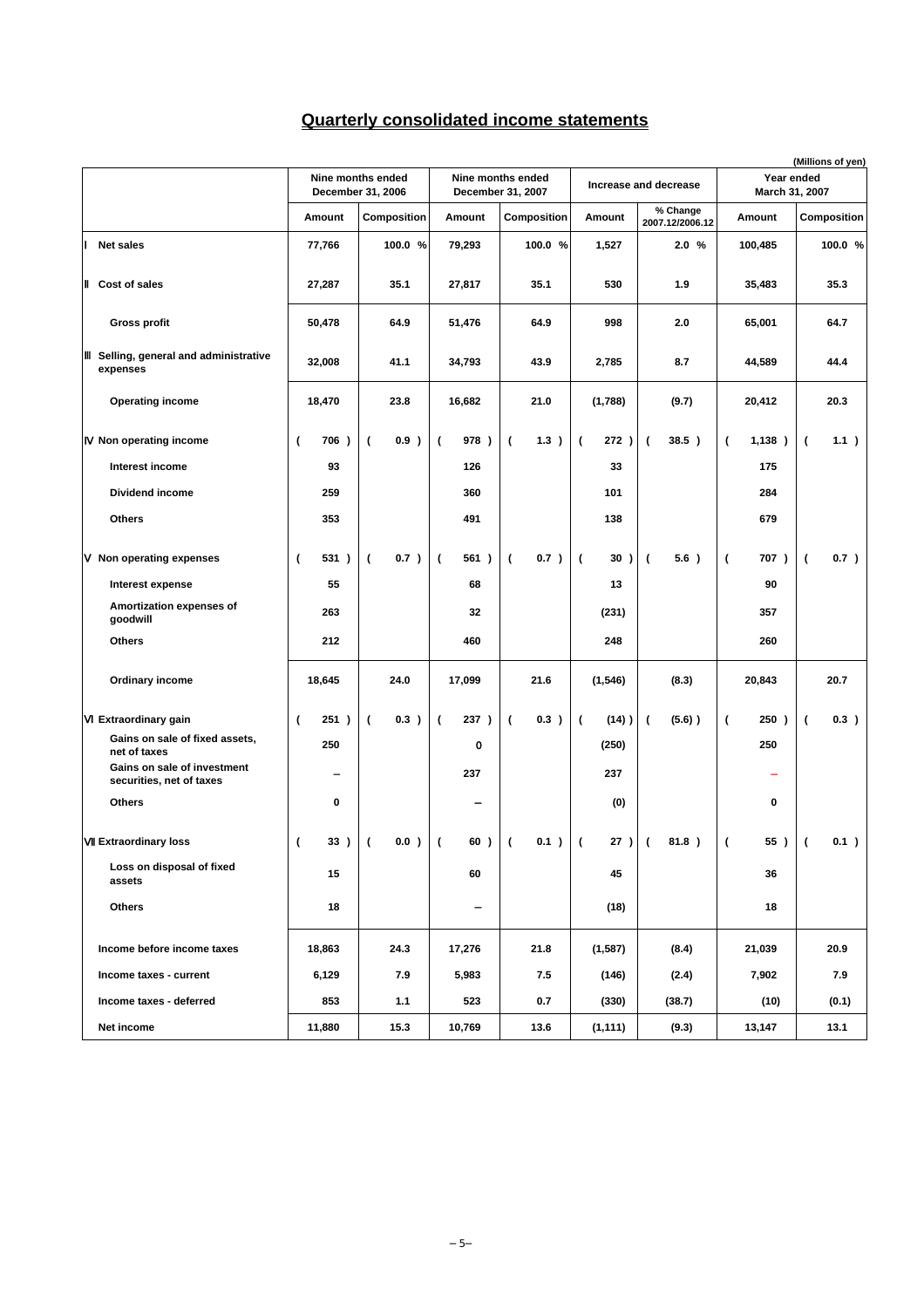# Quarterly consolidated income statements

(Millions of yen)

| | Nine months ended December 31, 2006 | | Nine months ended December 31, 2007 | | Increase and decrease | | Year ended March 31, 2007 | |
|---|---|---|---|---|---|---|---|---|
| | Amount | Composition | Amount | Composition | Amount | % Change 2007.12/2006.12 | Amount | Composition |
| Ⅰ Net sales | 77,766 | 100.0 % | 79,293 | 100.0 % | 1,527 | 2.0 % | 100,485 | 100.0 % |
| Ⅱ Cost of sales | 27,287 | 35.1 | 27,817 | 35.1 | 530 | 1.9 | 35,483 | 35.3 |
| Gross profit | 50,478 | 64.9 | 51,476 | 64.9 | 998 | 2.0 | 65,001 | 64.7 |
| Ⅲ Selling, general and administrative expenses | 32,008 | 41.1 | 34,793 | 43.9 | 2,785 | 8.7 | 44,589 | 44.4 |
| Operating income | 18,470 | 23.8 | 16,682 | 21.0 | (1,788) | (9.7) | 20,412 | 20.3 |
| Ⅳ Non operating income | ( 706 ) | ( 0.9 ) | ( 978 ) | ( 1.3 ) | ( 272 ) | ( 38.5 ) | ( 1,138 ) | ( 1.1 ) |
| Interest income | 93 | | 126 | | 33 | | 175 | |
| Dividend income | 259 | | 360 | | 101 | | 284 | |
| Others | 353 | | 491 | | 138 | | 679 | |
| Ⅴ Non operating expenses | ( 531 ) | ( 0.7 ) | ( 561 ) | ( 0.7 ) | ( 30 ) | ( 5.6 ) | ( 707 ) | ( 0.7 ) |
| Interest expense | 55 | | 68 | | 13 | | 90 | |
| Amortization expenses of goodwill | 263 | | 32 | | (231) | | 357 | |
| Others | 212 | | 460 | | 248 | | 260 | |
| Ordinary income | 18,645 | 24.0 | 17,099 | 21.6 | (1,546) | (8.3) | 20,843 | 20.7 |
| Ⅵ Extraordinary gain | ( 251 ) | ( 0.3 ) | ( 237 ) | ( 0.3 ) | ( (14) ) | ( (5.6) ) | ( 250 ) | ( 0.3 ) |
| Gains on sale of fixed assets, net of taxes | 250 | | 0 | | (250) | | 250 | |
| Gains on sale of investment securities, net of taxes | – | | 237 | | 237 | | – | |
| Others | 0 | | – | | (0) | | 0 | |
| Ⅶ Extraordinary loss | ( 33 ) | ( 0.0 ) | ( 60 ) | ( 0.1 ) | ( 27 ) | ( 81.8 ) | ( 55 ) | ( 0.1 ) |
| Loss on disposal of fixed assets | 15 | | 60 | | 45 | | 36 | |
| Others | 18 | | – | | (18) | | 18 | |
| Income before income taxes | 18,863 | 24.3 | 17,276 | 21.8 | (1,587) | (8.4) | 21,039 | 20.9 |
| Income taxes - current | 6,129 | 7.9 | 5,983 | 7.5 | (146) | (2.4) | 7,902 | 7.9 |
| Income taxes - deferred | 853 | 1.1 | 523 | 0.7 | (330) | (38.7) | (10) | (0.1) |
| Net income | 11,880 | 15.3 | 10,769 | 13.6 | (1,111) | (9.3) | 13,147 | 13.1 |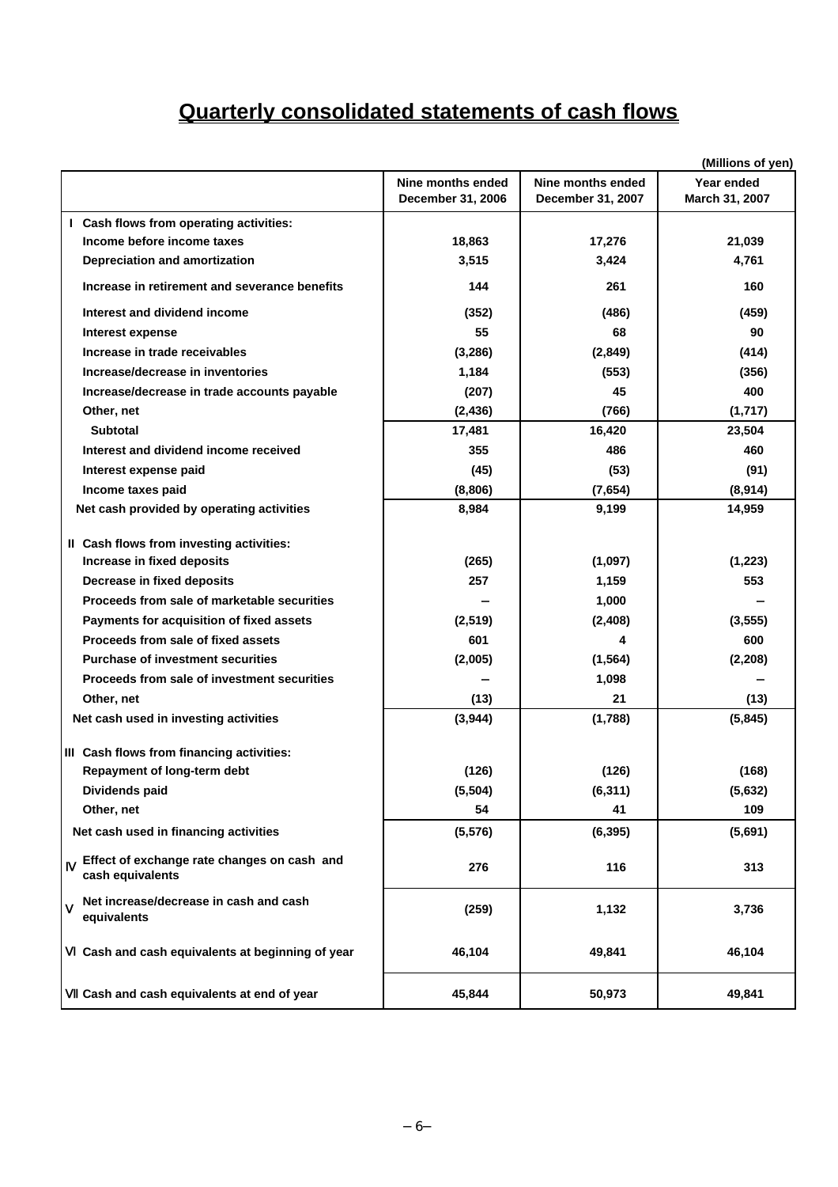# Quarterly consolidated statements of cash flows

(Millions of yen)

| | Nine months ended December 31, 2006 | Nine months ended December 31, 2007 | Year ended March 31, 2007 |
|---|---|---|---|
| **Ⅰ Cash flows from operating activities:** | | | |
| Income before income taxes | 18,863 | 17,276 | 21,039 |
| Depreciation and amortization | 3,515 | 3,424 | 4,761 |
| Increase in retirement and severance benefits | 144 | 261 | 160 |
| Interest and dividend income | (352) | (486) | (459) |
| Interest expense | 55 | 68 | 90 |
| Increase in trade receivables | (3,286) | (2,849) | (414) |
| Increase/decrease in inventories | 1,184 | (553) | (356) |
| Increase/decrease in trade accounts payable | (207) | 45 | 400 |
| Other, net | (2,436) | (766) | (1,717) |
| Subtotal | 17,481 | 16,420 | 23,504 |
| Interest and dividend income received | 355 | 486 | 460 |
| Interest expense paid | (45) | (53) | (91) |
| Income taxes paid | (8,806) | (7,654) | (8,914) |
| Net cash provided by operating activities | 8,984 | 9,199 | 14,959 |
| **Ⅱ Cash flows from investing activities:** | | | |
| Increase in fixed deposits | (265) | (1,097) | (1,223) |
| Decrease in fixed deposits | 257 | 1,159 | 553 |
| Proceeds from sale of marketable securities | ― | 1,000 | ― |
| Payments for acquisition of fixed assets | (2,519) | (2,408) | (3,555) |
| Proceeds from sale of fixed assets | 601 | 4 | 600 |
| Purchase of investment securities | (2,005) | (1,564) | (2,208) |
| Proceeds from sale of investment securities | ― | 1,098 | ― |
| Other, net | (13) | 21 | (13) |
| Net cash used in investing activities | (3,944) | (1,788) | (5,845) |
| **Ⅲ Cash flows from financing activities:** | | | |
| Repayment of long-term debt | (126) | (126) | (168) |
| Dividends paid | (5,504) | (6,311) | (5,632) |
| Other, net | 54 | 41 | 109 |
| Net cash used in financing activities | (5,576) | (6,395) | (5,691) |
| **Ⅳ Effect of exchange rate changes on cash and cash equivalents** | 276 | 116 | 313 |
| **Ⅴ Net increase/decrease in cash and cash equivalents** | (259) | 1,132 | 3,736 |
| **Ⅵ Cash and cash equivalents at beginning of year** | 46,104 | 49,841 | 46,104 |
| **Ⅶ Cash and cash equivalents at end of year** | 45,844 | 50,973 | 49,841 |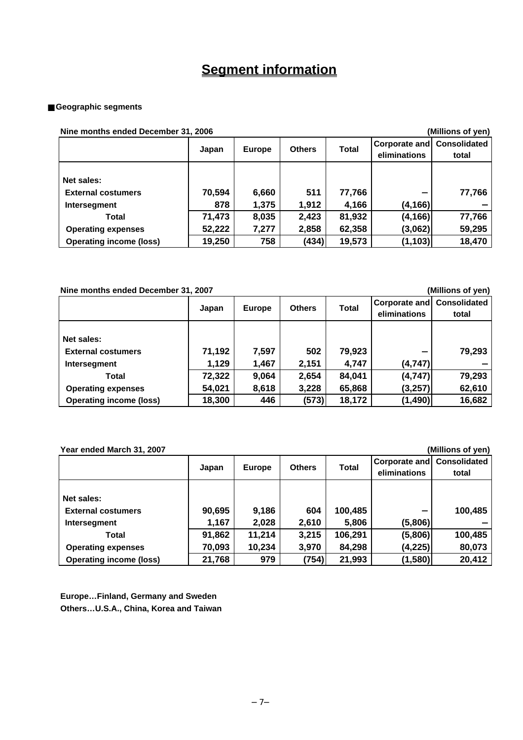# Segment information

■ **Geographic segments**

**Nine months ended December 31, 2006** (Millions of yen)

| | Japan | Europe | Others | Total | Corporate and eliminations | Consolidated total |
|---|---|---|---|---|---|---|
| **Net sales:** | | | | | | |
| External costumers | 70,594 | 6,660 | 511 | 77,766 | – | 77,766 |
| Intersegment | 878 | 1,375 | 1,912 | 4,166 | (4,166) | – |
| Total | 71,473 | 8,035 | 2,423 | 81,932 | (4,166) | 77,766 |
| Operating expenses | 52,222 | 7,277 | 2,858 | 62,358 | (3,062) | 59,295 |
| Operating income (loss) | 19,250 | 758 | (434) | 19,573 | (1,103) | 18,470 |

**Nine months ended December 31, 2007** (Millions of yen)

| | Japan | Europe | Others | Total | Corporate and eliminations | Consolidated total |
|---|---|---|---|---|---|---|
| **Net sales:** | | | | | | |
| External costumers | 71,192 | 7,597 | 502 | 79,923 | – | 79,293 |
| Intersegment | 1,129 | 1,467 | 2,151 | 4,747 | (4,747) | – |
| Total | 72,322 | 9,064 | 2,654 | 84,041 | (4,747) | 79,293 |
| Operating expenses | 54,021 | 8,618 | 3,228 | 65,868 | (3,257) | 62,610 |
| Operating income (loss) | 18,300 | 446 | (573) | 18,172 | (1,490) | 16,682 |

**Year ended March 31, 2007** (Millions of yen)

| | Japan | Europe | Others | Total | Corporate and eliminations | Consolidated total |
|---|---|---|---|---|---|---|
| **Net sales:** | | | | | | |
| External costumers | 90,695 | 9,186 | 604 | 100,485 | – | 100,485 |
| Intersegment | 1,167 | 2,028 | 2,610 | 5,806 | (5,806) | – |
| Total | 91,862 | 11,214 | 3,215 | 106,291 | (5,806) | 100,485 |
| Operating expenses | 70,093 | 10,234 | 3,970 | 84,298 | (4,225) | 80,073 |
| Operating income (loss) | 21,768 | 979 | (754) | 21,993 | (1,580) | 20,412 |

**Europe…Finland, Germany and Sweden**
**Others…U.S.A., China, Korea and Taiwan**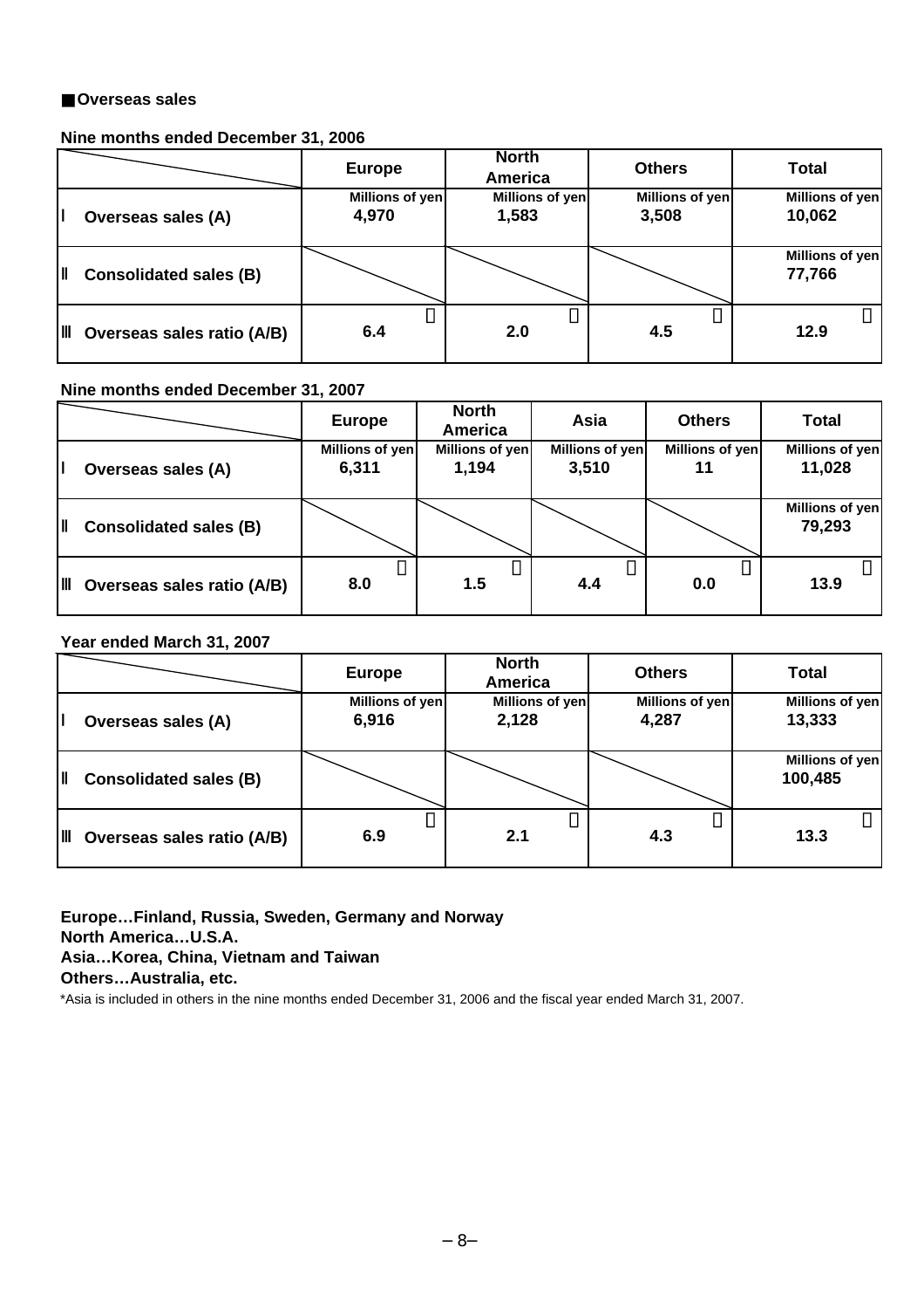■ **Overseas sales**

**Nine months ended December 31, 2006**

| | Europe | North America | Others | Total |
|---|---|---|---|---|
| Ⅰ Overseas sales (A) | Millions of yen 4,970 | Millions of yen 1,583 | Millions of yen 3,508 | Millions of yen 10,062 |
| Ⅱ Consolidated sales (B) | | | | Millions of yen 77,766 |
| Ⅲ Overseas sales ratio (A/B) | 6.4 | 2.0 | 4.5 | 12.9 |

**Nine months ended December 31, 2007**

| | Europe | North America | Asia | Others | Total |
|---|---|---|---|---|---|
| Ⅰ Overseas sales (A) | Millions of yen 6,311 | Millions of yen 1,194 | Millions of yen 3,510 | Millions of yen 11 | Millions of yen 11,028 |
| Ⅱ Consolidated sales (B) | | | | | Millions of yen 79,293 |
| Ⅲ Overseas sales ratio (A/B) | 8.0 | 1.5 | 4.4 | 0.0 | 13.9 |

**Year ended March 31, 2007**

| | Europe | North America | Others | Total |
|---|---|---|---|---|
| Ⅰ Overseas sales (A) | Millions of yen 6,916 | Millions of yen 2,128 | Millions of yen 4,287 | Millions of yen 13,333 |
| Ⅱ Consolidated sales (B) | | | | Millions of yen 100,485 |
| Ⅲ Overseas sales ratio (A/B) | 6.9 | 2.1 | 4.3 | 13.3 |

**Europe…Finland, Russia, Sweden, Germany and Norway**
**North America…U.S.A.**
**Asia…Korea, China, Vietnam and Taiwan**
**Others…Australia, etc.**

*Asia is included in others in the nine months ended December 31, 2006 and the fiscal year ended March 31, 2007.